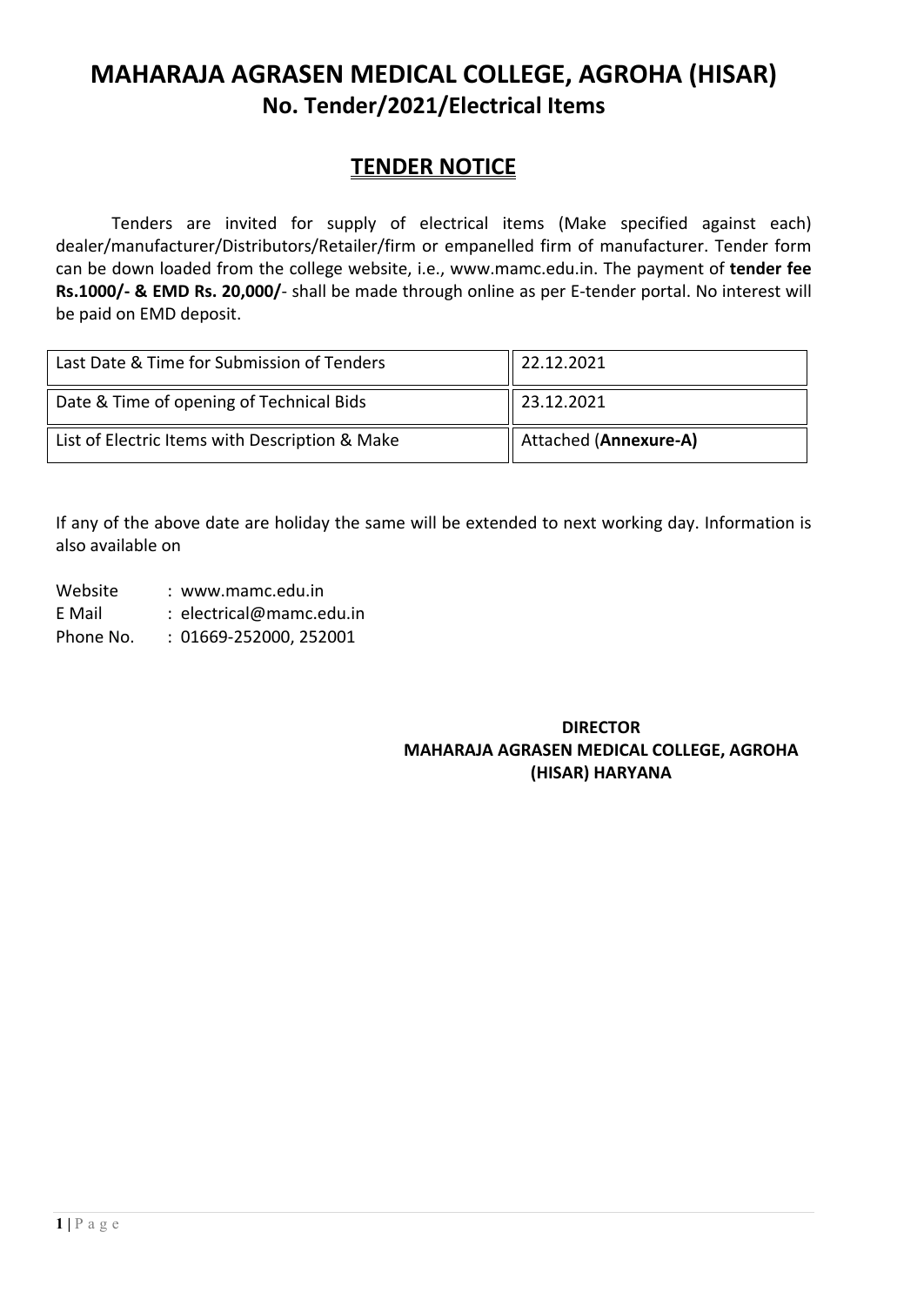# MAHARAJA AGRASEN MEDICAL COLLEGE, AGROHA (HISAR)

## No. Tender/2021/Electrical Items

## TENDER NOTICE

Tenders are invited for supply of electrical items (Make specified against each) dealer/manufacturer/Distributors/Retailer/firm or empanelled firm of manufacturer. Tender form can be down loaded from the college website, i.e., www.mamc.edu.in. The payment of **tender fee Rs.1000/- & EMD Rs. 20,000/**- shall be made through online as per E-tender portal. No interest will be paid on EMD deposit.

| | |
|---|---|
| Last Date & Time for Submission of Tenders | 22.12.2021 |
| Date & Time of opening of Technical Bids | 23.12.2021 |
| List of Electric Items with Description & Make | Attached (**Annexure-A)** |

If any of the above date are holiday the same will be extended to next working day. Information is also available on

Website : www.mamc.edu.in
E Mail : electrical@mamc.edu.in
Phone No. : 01669-252000, 252001

**DIRECTOR**
**MAHARAJA AGRASEN MEDICAL COLLEGE, AGROHA (HISAR) HARYANA**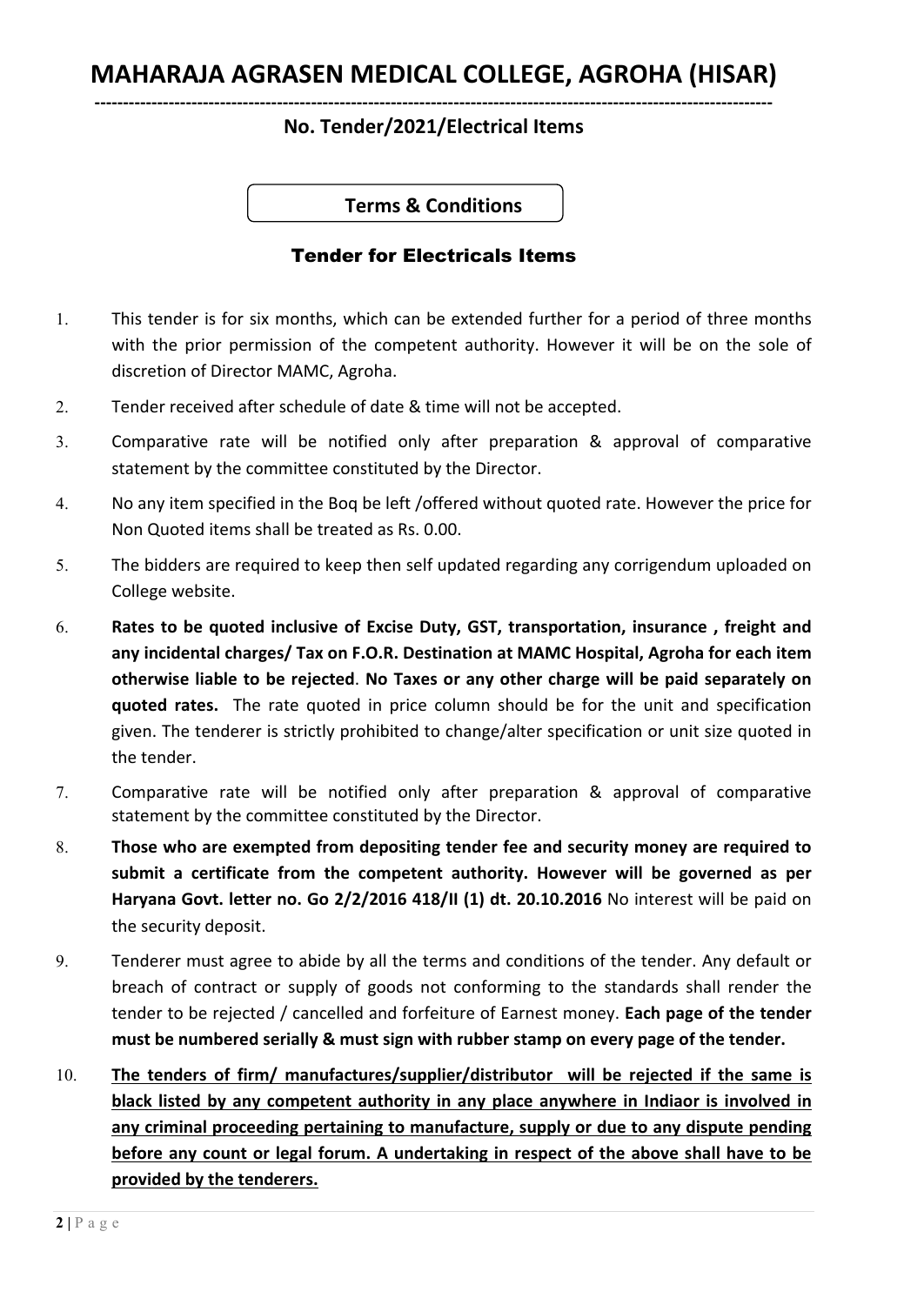# MAHARAJA AGRASEN MEDICAL COLLEGE, AGROHA (HISAR)

**No. Tender/2021/Electrical Items**

**Terms & Conditions**

## Tender for Electricals Items

1. This tender is for six months, which can be extended further for a period of three months with the prior permission of the competent authority. However it will be on the sole of discretion of Director MAMC, Agroha.
2. Tender received after schedule of date & time will not be accepted.
3. Comparative rate will be notified only after preparation & approval of comparative statement by the committee constituted by the Director.
4. No any item specified in the Boq be left /offered without quoted rate. However the price for Non Quoted items shall be treated as Rs. 0.00.
5. The bidders are required to keep then self updated regarding any corrigendum uploaded on College website.
6. **Rates to be quoted inclusive of Excise Duty, GST, transportation, insurance , freight and any incidental charges/ Tax on F.O.R. Destination at MAMC Hospital, Agroha for each item otherwise liable to be rejected**. **No Taxes or any other charge will be paid separately on quoted rates.** The rate quoted in price column should be for the unit and specification given. The tenderer is strictly prohibited to change/alter specification or unit size quoted in the tender.
7. Comparative rate will be notified only after preparation & approval of comparative statement by the committee constituted by the Director.
8. **Those who are exempted from depositing tender fee and security money are required to submit a certificate from the competent authority. However will be governed as per Haryana Govt. letter no. Go 2/2/2016 418/II (1) dt. 20.10.2016** No interest will be paid on the security deposit.
9. Tenderer must agree to abide by all the terms and conditions of the tender. Any default or breach of contract or supply of goods not conforming to the standards shall render the tender to be rejected / cancelled and forfeiture of Earnest money. **Each page of the tender must be numbered serially & must sign with rubber stamp on every page of the tender.**
10. **The tenders of firm/ manufactures/supplier/distributor will be rejected if the same is black listed by any competent authority in any place anywhere in Indiaor is involved in any criminal proceeding pertaining to manufacture, supply or due to any dispute pending before any count or legal forum. A undertaking in respect of the above shall have to be provided by the tenderers.**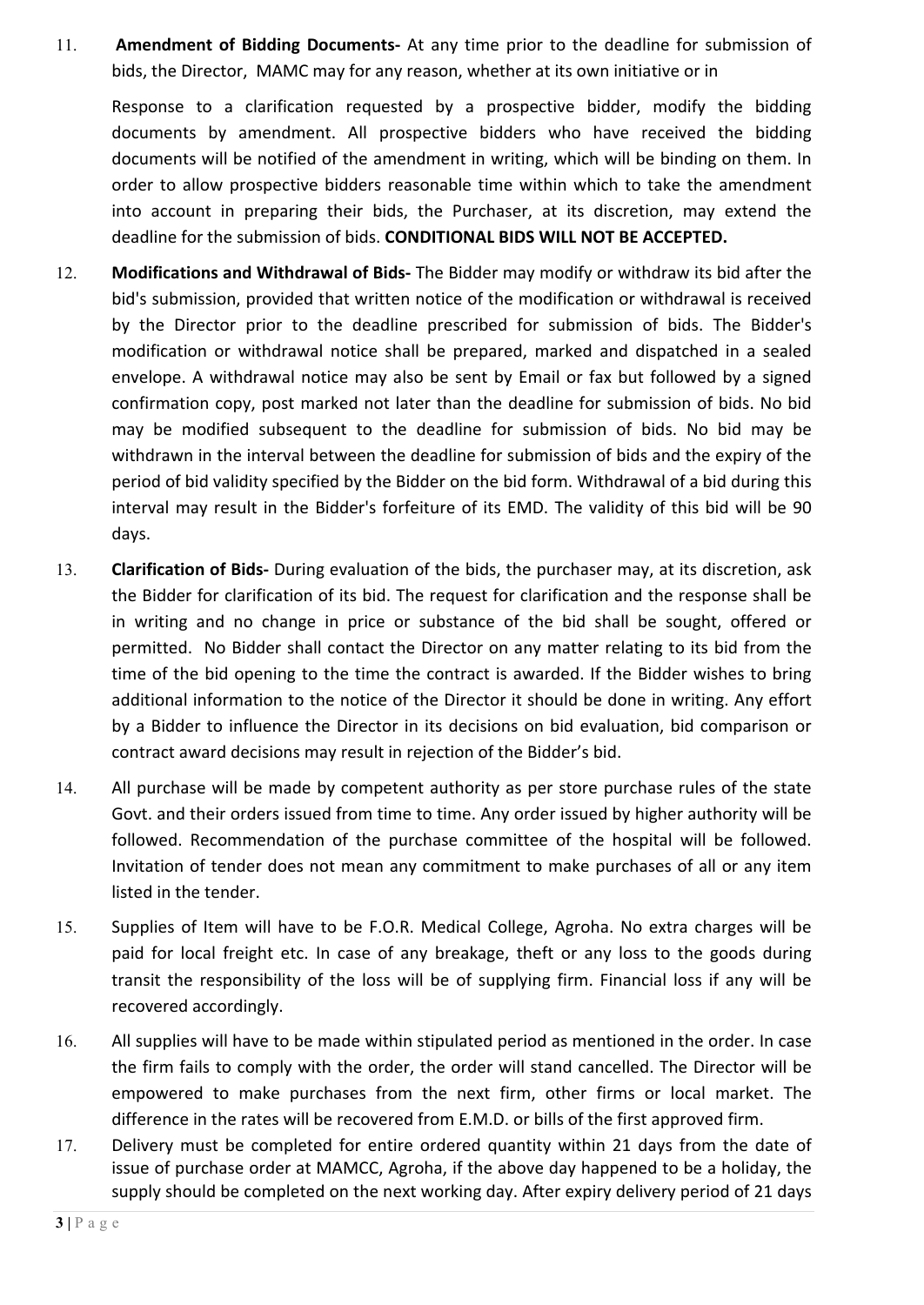11. **Amendment of Bidding Documents-** At any time prior to the deadline for submission of bids, the Director, MAMC may for any reason, whether at its own initiative or in

    Response to a clarification requested by a prospective bidder, modify the bidding documents by amendment. All prospective bidders who have received the bidding documents will be notified of the amendment in writing, which will be binding on them. In order to allow prospective bidders reasonable time within which to take the amendment into account in preparing their bids, the Purchaser, at its discretion, may extend the deadline for the submission of bids. **CONDITIONAL BIDS WILL NOT BE ACCEPTED.**

12. **Modifications and Withdrawal of Bids-** The Bidder may modify or withdraw its bid after the bid's submission, provided that written notice of the modification or withdrawal is received by the Director prior to the deadline prescribed for submission of bids. The Bidder's modification or withdrawal notice shall be prepared, marked and dispatched in a sealed envelope. A withdrawal notice may also be sent by Email or fax but followed by a signed confirmation copy, post marked not later than the deadline for submission of bids. No bid may be modified subsequent to the deadline for submission of bids. No bid may be withdrawn in the interval between the deadline for submission of bids and the expiry of the period of bid validity specified by the Bidder on the bid form. Withdrawal of a bid during this interval may result in the Bidder's forfeiture of its EMD. The validity of this bid will be 90 days.

13. **Clarification of Bids-** During evaluation of the bids, the purchaser may, at its discretion, ask the Bidder for clarification of its bid. The request for clarification and the response shall be in writing and no change in price or substance of the bid shall be sought, offered or permitted. No Bidder shall contact the Director on any matter relating to its bid from the time of the bid opening to the time the contract is awarded. If the Bidder wishes to bring additional information to the notice of the Director it should be done in writing. Any effort by a Bidder to influence the Director in its decisions on bid evaluation, bid comparison or contract award decisions may result in rejection of the Bidder's bid.

14. All purchase will be made by competent authority as per store purchase rules of the state Govt. and their orders issued from time to time. Any order issued by higher authority will be followed. Recommendation of the purchase committee of the hospital will be followed. Invitation of tender does not mean any commitment to make purchases of all or any item listed in the tender.

15. Supplies of Item will have to be F.O.R. Medical College, Agroha. No extra charges will be paid for local freight etc. In case of any breakage, theft or any loss to the goods during transit the responsibility of the loss will be of supplying firm. Financial loss if any will be recovered accordingly.

16. All supplies will have to be made within stipulated period as mentioned in the order. In case the firm fails to comply with the order, the order will stand cancelled. The Director will be empowered to make purchases from the next firm, other firms or local market. The difference in the rates will be recovered from E.M.D. or bills of the first approved firm.

17. Delivery must be completed for entire ordered quantity within 21 days from the date of issue of purchase order at MAMCC, Agroha, if the above day happened to be a holiday, the supply should be completed on the next working day. After expiry delivery period of 21 days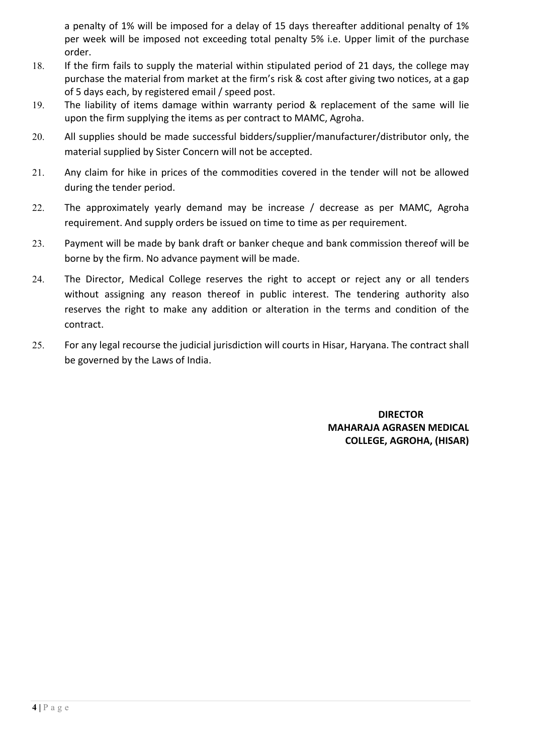a penalty of 1% will be imposed for a delay of 15 days thereafter additional penalty of 1% per week will be imposed not exceeding total penalty 5% i.e. Upper limit of the purchase order.

18. If the firm fails to supply the material within stipulated period of 21 days, the college may purchase the material from market at the firm's risk & cost after giving two notices, at a gap of 5 days each, by registered email / speed post.
19. The liability of items damage within warranty period & replacement of the same will lie upon the firm supplying the items as per contract to MAMC, Agroha.
20. All supplies should be made successful bidders/supplier/manufacturer/distributor only, the material supplied by Sister Concern will not be accepted.
21. Any claim for hike in prices of the commodities covered in the tender will not be allowed during the tender period.
22. The approximately yearly demand may be increase / decrease as per MAMC, Agroha requirement. And supply orders be issued on time to time as per requirement.
23. Payment will be made by bank draft or banker cheque and bank commission thereof will be borne by the firm. No advance payment will be made.
24. The Director, Medical College reserves the right to accept or reject any or all tenders without assigning any reason thereof in public interest. The tendering authority also reserves the right to make any addition or alteration in the terms and condition of the contract.
25. For any legal recourse the judicial jurisdiction will courts in Hisar, Haryana. The contract shall be governed by the Laws of India.

**DIRECTOR**
**MAHARAJA AGRASEN MEDICAL COLLEGE, AGROHA, (HISAR)**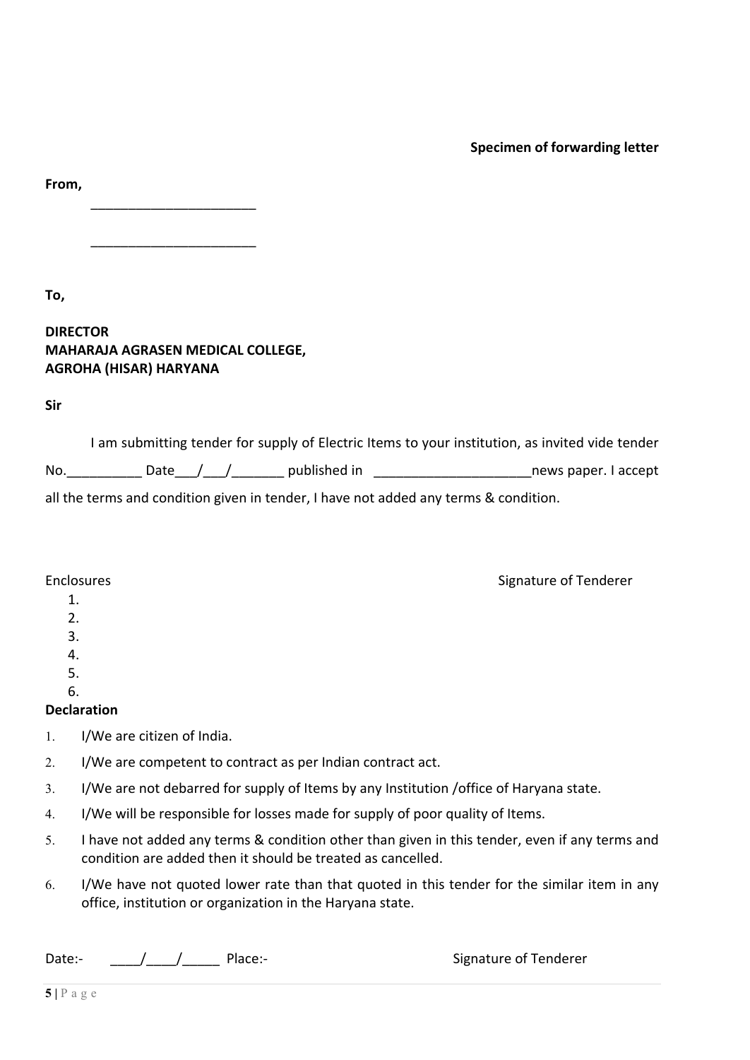**Specimen of forwarding letter**

**From,**

_______________________

_______________________

**To,**

**DIRECTOR**
**MAHARAJA AGRASEN MEDICAL COLLEGE,**
**AGROHA (HISAR) HARYANA**

**Sir**

I am submitting tender for supply of Electric Items to your institution, as invited vide tender No.__________ Date___/___/_______ published in _____________________news paper. I accept all the terms and condition given in tender, I have not added any terms & condition.

Enclosures

1.
2.
3.
4.
5.
6.

Signature of Tenderer

**Declaration**

1. I/We are citizen of India.
2. I/We are competent to contract as per Indian contract act.
3. I/We are not debarred for supply of Items by any Institution /office of Haryana state.
4. I/We will be responsible for losses made for supply of poor quality of Items.
5. I have not added any terms & condition other than given in this tender, even if any terms and condition are added then it should be treated as cancelled.
6. I/We have not quoted lower rate than that quoted in this tender for the similar item in any office, institution or organization in the Haryana state.

Date:- ____/____/_____ Place:-

Signature of Tenderer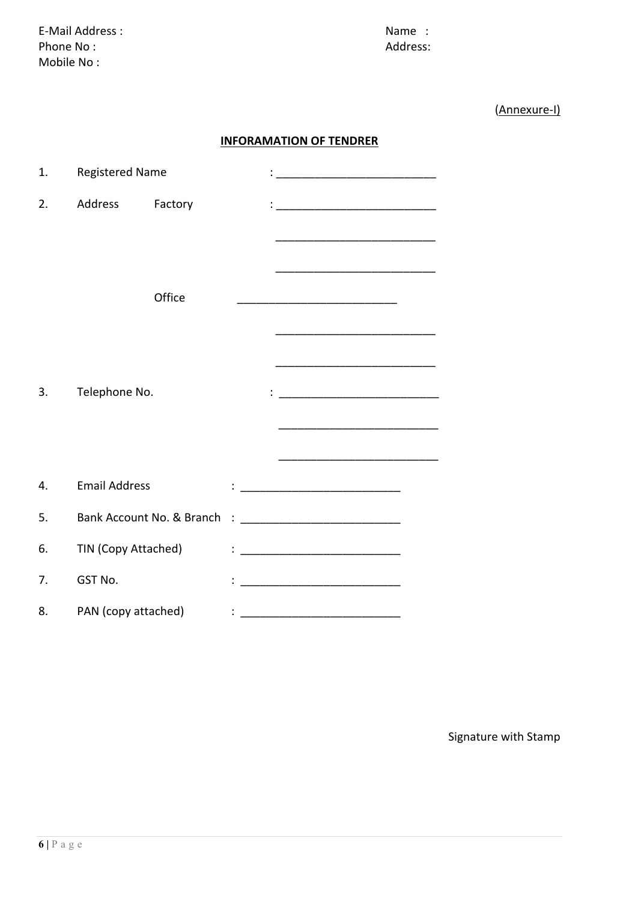E-Mail Address :
Phone No :
Mobile No :

Name :
Address:

(Annexure-I)

## INFORAMATION OF TENDRER

1. Registered Name : ________________________

2. Address Factory : ________________________

   ________________________

   ________________________

   Office ________________________

   ________________________

   ________________________

3. Telephone No. : ________________________

   ________________________

   ________________________

4. Email Address : ________________________

5. Bank Account No. & Branch : ________________________

6. TIN (Copy Attached) : ________________________

7. GST No. : ________________________

8. PAN (copy attached) : ________________________

Signature with Stamp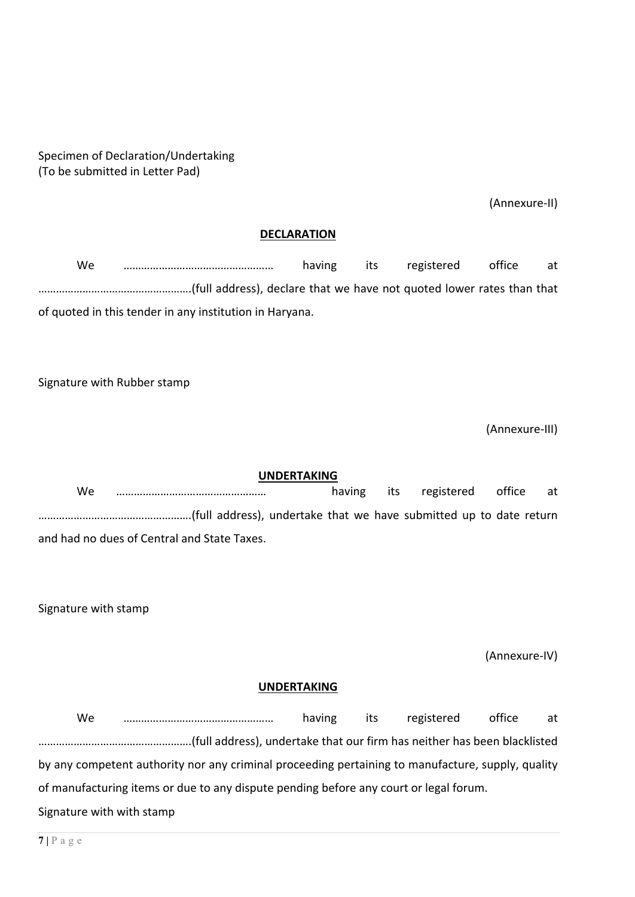Specimen of Declaration/Undertaking
(To be submitted in Letter Pad)

(Annexure-II)

**DECLARATION**

We ………………………………………… having its registered office at …………………………………………..(full address), declare that we have not quoted lower rates than that of quoted in this tender in any institution in Haryana.

Signature with Rubber stamp

(Annexure-III)

**UNDERTAKING**

We ………………………………………… having its registered office at …………………………………………..(full address), undertake that we have submitted up to date return and had no dues of Central and State Taxes.

Signature with stamp

(Annexure-IV)

**UNDERTAKING**

We ………………………………………… having its registered office at …………………………………………..(full address), undertake that our firm has neither has been blacklisted by any competent authority nor any criminal proceeding pertaining to manufacture, supply, quality of manufacturing items or due to any dispute pending before any court or legal forum.

Signature with with stamp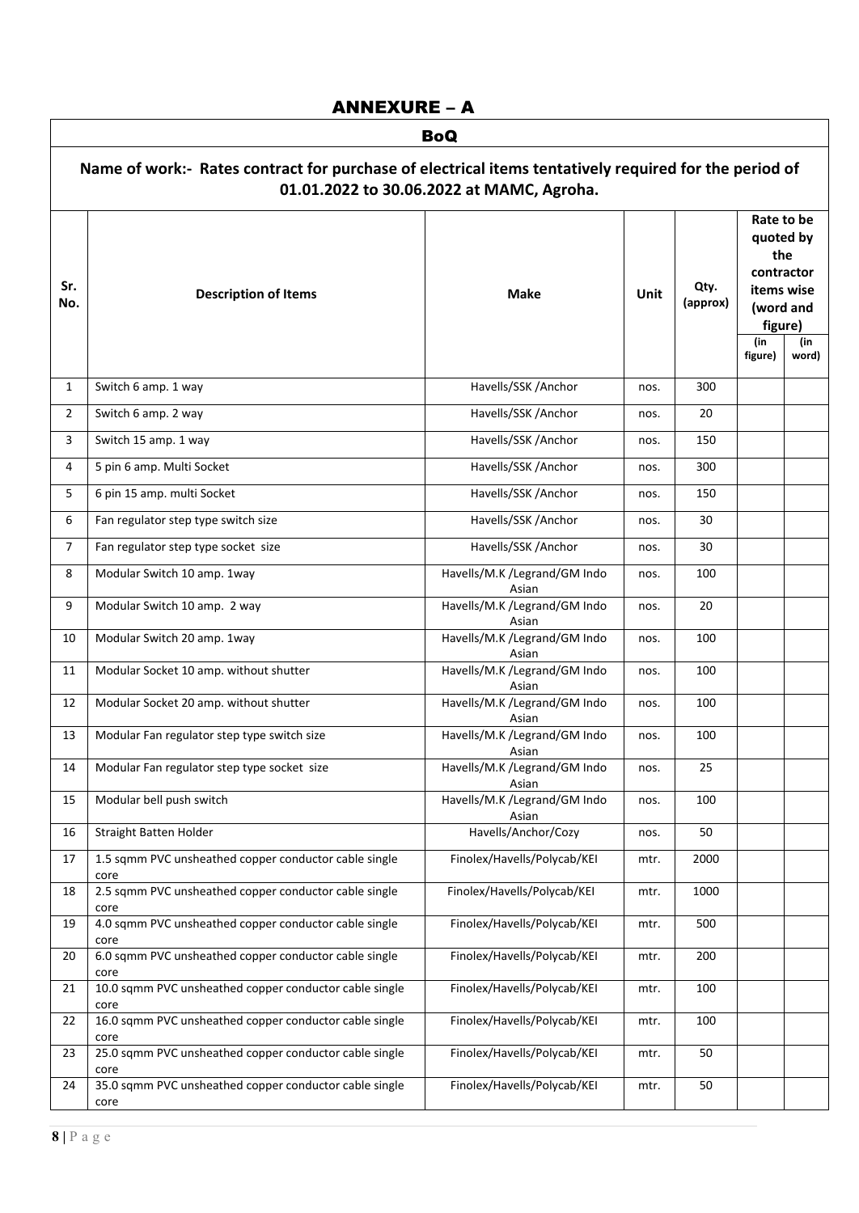# ANNEXURE – A

## BoQ

**Name of work:- Rates contract for purchase of electrical items tentatively required for the period of 01.01.2022 to 30.06.2022 at MAMC, Agroha.**

| Sr. No. | Description of Items | Make | Unit | Qty. (approx) | Rate to be quoted by the contractor items wise (word and figure) | |
|---|---|---|---|---|---|---|
| | | | | | (in figure) | (in word) |
| 1 | Switch 6 amp. 1 way | Havells/SSK /Anchor | nos. | 300 | | |
| 2 | Switch 6 amp. 2 way | Havells/SSK /Anchor | nos. | 20 | | |
| 3 | Switch 15 amp. 1 way | Havells/SSK /Anchor | nos. | 150 | | |
| 4 | 5 pin 6 amp. Multi Socket | Havells/SSK /Anchor | nos. | 300 | | |
| 5 | 6 pin 15 amp. multi Socket | Havells/SSK /Anchor | nos. | 150 | | |
| 6 | Fan regulator step type switch size | Havells/SSK /Anchor | nos. | 30 | | |
| 7 | Fan regulator step type socket size | Havells/SSK /Anchor | nos. | 30 | | |
| 8 | Modular Switch 10 amp. 1way | Havells/M.K /Legrand/GM Indo Asian | nos. | 100 | | |
| 9 | Modular Switch 10 amp. 2 way | Havells/M.K /Legrand/GM Indo Asian | nos. | 20 | | |
| 10 | Modular Switch 20 amp. 1way | Havells/M.K /Legrand/GM Indo Asian | nos. | 100 | | |
| 11 | Modular Socket 10 amp. without shutter | Havells/M.K /Legrand/GM Indo Asian | nos. | 100 | | |
| 12 | Modular Socket 20 amp. without shutter | Havells/M.K /Legrand/GM Indo Asian | nos. | 100 | | |
| 13 | Modular Fan regulator step type switch size | Havells/M.K /Legrand/GM Indo Asian | nos. | 100 | | |
| 14 | Modular Fan regulator step type socket size | Havells/M.K /Legrand/GM Indo Asian | nos. | 25 | | |
| 15 | Modular bell push switch | Havells/M.K /Legrand/GM Indo Asian | nos. | 100 | | |
| 16 | Straight Batten Holder | Havells/Anchor/Cozy | nos. | 50 | | |
| 17 | 1.5 sqmm PVC unsheathed copper conductor cable single core | Finolex/Havells/Polycab/KEI | mtr. | 2000 | | |
| 18 | 2.5 sqmm PVC unsheathed copper conductor cable single core | Finolex/Havells/Polycab/KEI | mtr. | 1000 | | |
| 19 | 4.0 sqmm PVC unsheathed copper conductor cable single core | Finolex/Havells/Polycab/KEI | mtr. | 500 | | |
| 20 | 6.0 sqmm PVC unsheathed copper conductor cable single core | Finolex/Havells/Polycab/KEI | mtr. | 200 | | |
| 21 | 10.0 sqmm PVC unsheathed copper conductor cable single core | Finolex/Havells/Polycab/KEI | mtr. | 100 | | |
| 22 | 16.0 sqmm PVC unsheathed copper conductor cable single core | Finolex/Havells/Polycab/KEI | mtr. | 100 | | |
| 23 | 25.0 sqmm PVC unsheathed copper conductor cable single core | Finolex/Havells/Polycab/KEI | mtr. | 50 | | |
| 24 | 35.0 sqmm PVC unsheathed copper conductor cable single core | Finolex/Havells/Polycab/KEI | mtr. | 50 | | |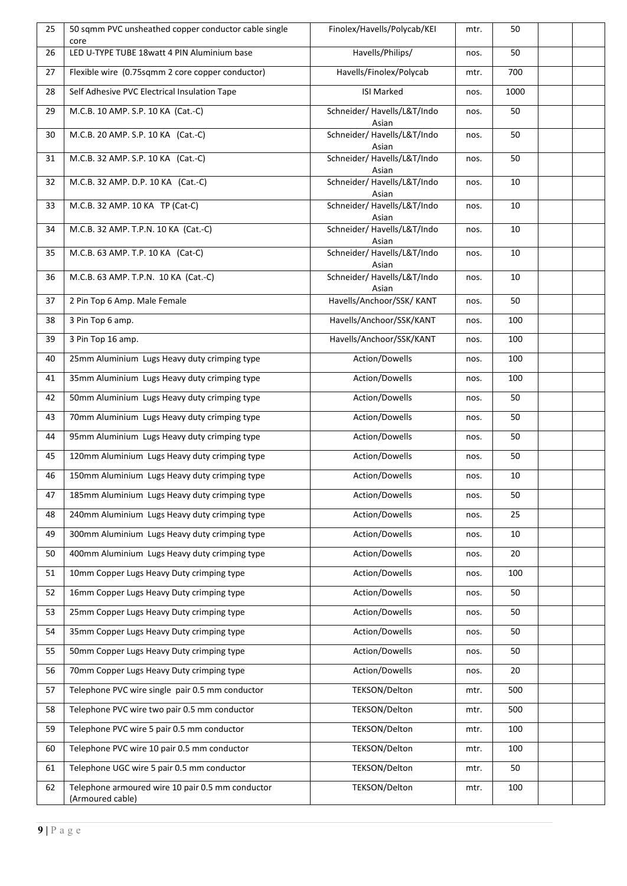| 25 | 50 sqmm PVC unsheathed copper conductor cable single core | Finolex/Havells/Polycab/KEI | mtr. | 50 | | |
|---|---|---|---|---|---|---|
| 26 | LED U-TYPE TUBE 18watt 4 PIN Aluminium base | Havells/Philips/ | nos. | 50 | | |
| 27 | Flexible wire (0.75sqmm 2 core copper conductor) | Havells/Finolex/Polycab | mtr. | 700 | | |
| 28 | Self Adhesive PVC Electrical Insulation Tape | ISI Marked | nos. | 1000 | | |
| 29 | M.C.B. 10 AMP. S.P. 10 KA (Cat.-C) | Schneider/ Havells/L&T/Indo Asian | nos. | 50 | | |
| 30 | M.C.B. 20 AMP. S.P. 10 KA (Cat.-C) | Schneider/ Havells/L&T/Indo Asian | nos. | 50 | | |
| 31 | M.C.B. 32 AMP. S.P. 10 KA (Cat.-C) | Schneider/ Havells/L&T/Indo Asian | nos. | 50 | | |
| 32 | M.C.B. 32 AMP. D.P. 10 KA (Cat.-C) | Schneider/ Havells/L&T/Indo Asian | nos. | 10 | | |
| 33 | M.C.B. 32 AMP. 10 KA TP (Cat-C) | Schneider/ Havells/L&T/Indo Asian | nos. | 10 | | |
| 34 | M.C.B. 32 AMP. T.P.N. 10 KA (Cat.-C) | Schneider/ Havells/L&T/Indo Asian | nos. | 10 | | |
| 35 | M.C.B. 63 AMP. T.P. 10 KA (Cat-C) | Schneider/ Havells/L&T/Indo Asian | nos. | 10 | | |
| 36 | M.C.B. 63 AMP. T.P.N. 10 KA (Cat.-C) | Schneider/ Havells/L&T/Indo Asian | nos. | 10 | | |
| 37 | 2 Pin Top 6 Amp. Male Female | Havells/Anchoor/SSK/ KANT | nos. | 50 | | |
| 38 | 3 Pin Top 6 amp. | Havells/Anchoor/SSK/KANT | nos. | 100 | | |
| 39 | 3 Pin Top 16 amp. | Havells/Anchoor/SSK/KANT | nos. | 100 | | |
| 40 | 25mm Aluminium Lugs Heavy duty crimping type | Action/Dowells | nos. | 100 | | |
| 41 | 35mm Aluminium Lugs Heavy duty crimping type | Action/Dowells | nos. | 100 | | |
| 42 | 50mm Aluminium Lugs Heavy duty crimping type | Action/Dowells | nos. | 50 | | |
| 43 | 70mm Aluminium Lugs Heavy duty crimping type | Action/Dowells | nos. | 50 | | |
| 44 | 95mm Aluminium Lugs Heavy duty crimping type | Action/Dowells | nos. | 50 | | |
| 45 | 120mm Aluminium Lugs Heavy duty crimping type | Action/Dowells | nos. | 50 | | |
| 46 | 150mm Aluminium Lugs Heavy duty crimping type | Action/Dowells | nos. | 10 | | |
| 47 | 185mm Aluminium Lugs Heavy duty crimping type | Action/Dowells | nos. | 50 | | |
| 48 | 240mm Aluminium Lugs Heavy duty crimping type | Action/Dowells | nos. | 25 | | |
| 49 | 300mm Aluminium Lugs Heavy duty crimping type | Action/Dowells | nos. | 10 | | |
| 50 | 400mm Aluminium Lugs Heavy duty crimping type | Action/Dowells | nos. | 20 | | |
| 51 | 10mm Copper Lugs Heavy Duty crimping type | Action/Dowells | nos. | 100 | | |
| 52 | 16mm Copper Lugs Heavy Duty crimping type | Action/Dowells | nos. | 50 | | |
| 53 | 25mm Copper Lugs Heavy Duty crimping type | Action/Dowells | nos. | 50 | | |
| 54 | 35mm Copper Lugs Heavy Duty crimping type | Action/Dowells | nos. | 50 | | |
| 55 | 50mm Copper Lugs Heavy Duty crimping type | Action/Dowells | nos. | 50 | | |
| 56 | 70mm Copper Lugs Heavy Duty crimping type | Action/Dowells | nos. | 20 | | |
| 57 | Telephone PVC wire single pair 0.5 mm conductor | TEKSON/Delton | mtr. | 500 | | |
| 58 | Telephone PVC wire two pair 0.5 mm conductor | TEKSON/Delton | mtr. | 500 | | |
| 59 | Telephone PVC wire 5 pair 0.5 mm conductor | TEKSON/Delton | mtr. | 100 | | |
| 60 | Telephone PVC wire 10 pair 0.5 mm conductor | TEKSON/Delton | mtr. | 100 | | |
| 61 | Telephone UGC wire 5 pair 0.5 mm conductor | TEKSON/Delton | mtr. | 50 | | |
| 62 | Telephone armoured wire 10 pair 0.5 mm conductor (Armoured cable) | TEKSON/Delton | mtr. | 100 | | |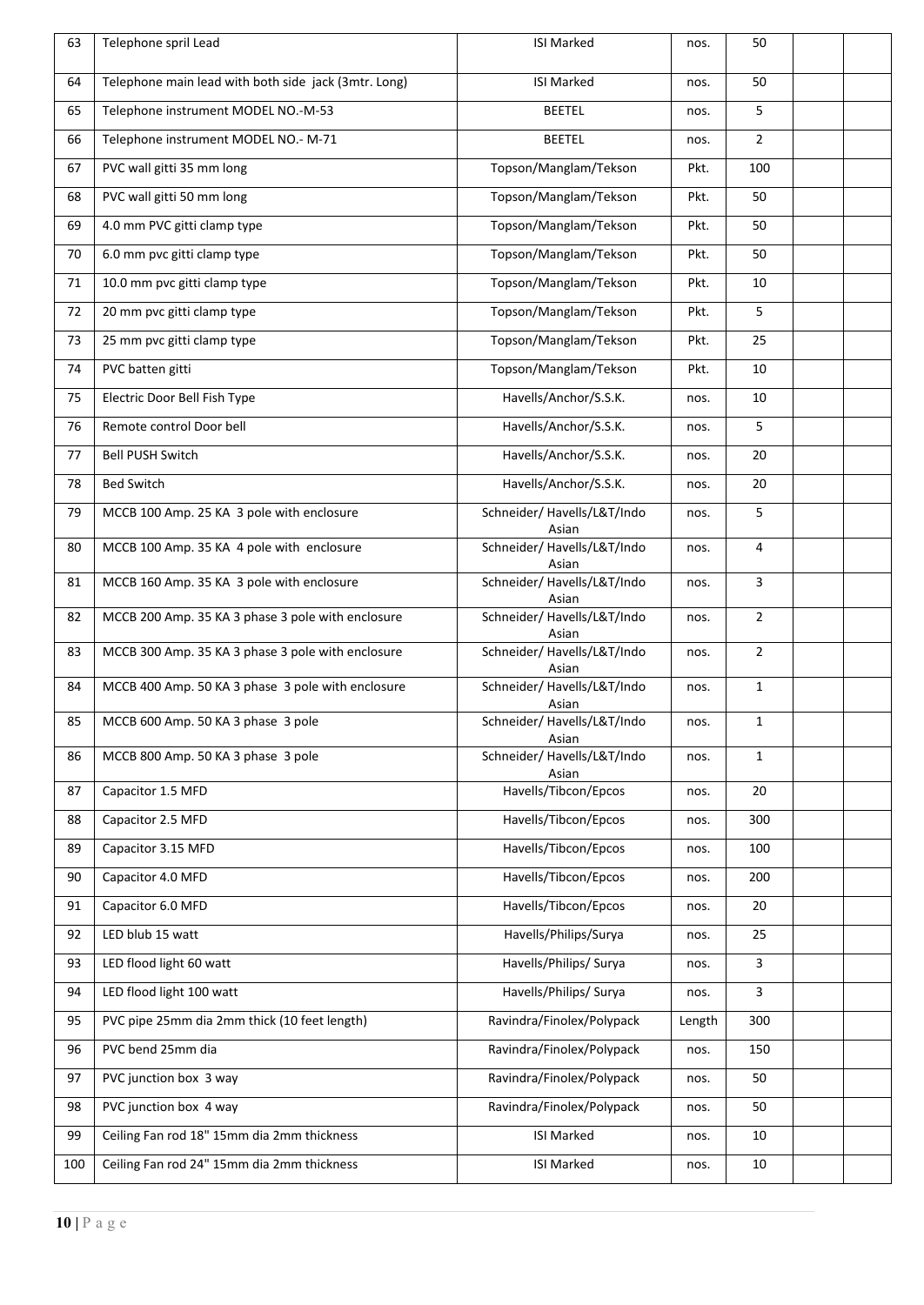| 63 | Telephone spril Lead | ISI Marked | nos. | 50 | | |
|---|---|---|---|---|---|---|
| 64 | Telephone main lead with both side jack (3mtr. Long) | ISI Marked | nos. | 50 | | |
| 65 | Telephone instrument MODEL NO.-M-53 | BEETEL | nos. | 5 | | |
| 66 | Telephone instrument MODEL NO.- M-71 | BEETEL | nos. | 2 | | |
| 67 | PVC wall gitti 35 mm long | Topson/Manglam/Tekson | Pkt. | 100 | | |
| 68 | PVC wall gitti 50 mm long | Topson/Manglam/Tekson | Pkt. | 50 | | |
| 69 | 4.0 mm PVC gitti clamp type | Topson/Manglam/Tekson | Pkt. | 50 | | |
| 70 | 6.0 mm pvc gitti clamp type | Topson/Manglam/Tekson | Pkt. | 50 | | |
| 71 | 10.0 mm pvc gitti clamp type | Topson/Manglam/Tekson | Pkt. | 10 | | |
| 72 | 20 mm pvc gitti clamp type | Topson/Manglam/Tekson | Pkt. | 5 | | |
| 73 | 25 mm pvc gitti clamp type | Topson/Manglam/Tekson | Pkt. | 25 | | |
| 74 | PVC batten gitti | Topson/Manglam/Tekson | Pkt. | 10 | | |
| 75 | Electric Door Bell Fish Type | Havells/Anchor/S.S.K. | nos. | 10 | | |
| 76 | Remote control Door bell | Havells/Anchor/S.S.K. | nos. | 5 | | |
| 77 | Bell PUSH Switch | Havells/Anchor/S.S.K. | nos. | 20 | | |
| 78 | Bed Switch | Havells/Anchor/S.S.K. | nos. | 20 | | |
| 79 | MCCB 100 Amp. 25 KA 3 pole with enclosure | Schneider/ Havells/L&T/Indo Asian | nos. | 5 | | |
| 80 | MCCB 100 Amp. 35 KA 4 pole with enclosure | Schneider/ Havells/L&T/Indo Asian | nos. | 4 | | |
| 81 | MCCB 160 Amp. 35 KA 3 pole with enclosure | Schneider/ Havells/L&T/Indo Asian | nos. | 3 | | |
| 82 | MCCB 200 Amp. 35 KA 3 phase 3 pole with enclosure | Schneider/ Havells/L&T/Indo Asian | nos. | 2 | | |
| 83 | MCCB 300 Amp. 35 KA 3 phase 3 pole with enclosure | Schneider/ Havells/L&T/Indo Asian | nos. | 2 | | |
| 84 | MCCB 400 Amp. 50 KA 3 phase 3 pole with enclosure | Schneider/ Havells/L&T/Indo Asian | nos. | 1 | | |
| 85 | MCCB 600 Amp. 50 KA 3 phase 3 pole | Schneider/ Havells/L&T/Indo Asian | nos. | 1 | | |
| 86 | MCCB 800 Amp. 50 KA 3 phase 3 pole | Schneider/ Havells/L&T/Indo Asian | nos. | 1 | | |
| 87 | Capacitor 1.5 MFD | Havells/Tibcon/Epcos | nos. | 20 | | |
| 88 | Capacitor 2.5 MFD | Havells/Tibcon/Epcos | nos. | 300 | | |
| 89 | Capacitor 3.15 MFD | Havells/Tibcon/Epcos | nos. | 100 | | |
| 90 | Capacitor 4.0 MFD | Havells/Tibcon/Epcos | nos. | 200 | | |
| 91 | Capacitor 6.0 MFD | Havells/Tibcon/Epcos | nos. | 20 | | |
| 92 | LED blub 15 watt | Havells/Philips/Surya | nos. | 25 | | |
| 93 | LED flood light 60 watt | Havells/Philips/ Surya | nos. | 3 | | |
| 94 | LED flood light 100 watt | Havells/Philips/ Surya | nos. | 3 | | |
| 95 | PVC pipe 25mm dia 2mm thick (10 feet length) | Ravindra/Finolex/Polypack | Length | 300 | | |
| 96 | PVC bend 25mm dia | Ravindra/Finolex/Polypack | nos. | 150 | | |
| 97 | PVC junction box 3 way | Ravindra/Finolex/Polypack | nos. | 50 | | |
| 98 | PVC junction box 4 way | Ravindra/Finolex/Polypack | nos. | 50 | | |
| 99 | Ceiling Fan rod 18" 15mm dia 2mm thickness | ISI Marked | nos. | 10 | | |
| 100 | Ceiling Fan rod 24" 15mm dia 2mm thickness | ISI Marked | nos. | 10 | | |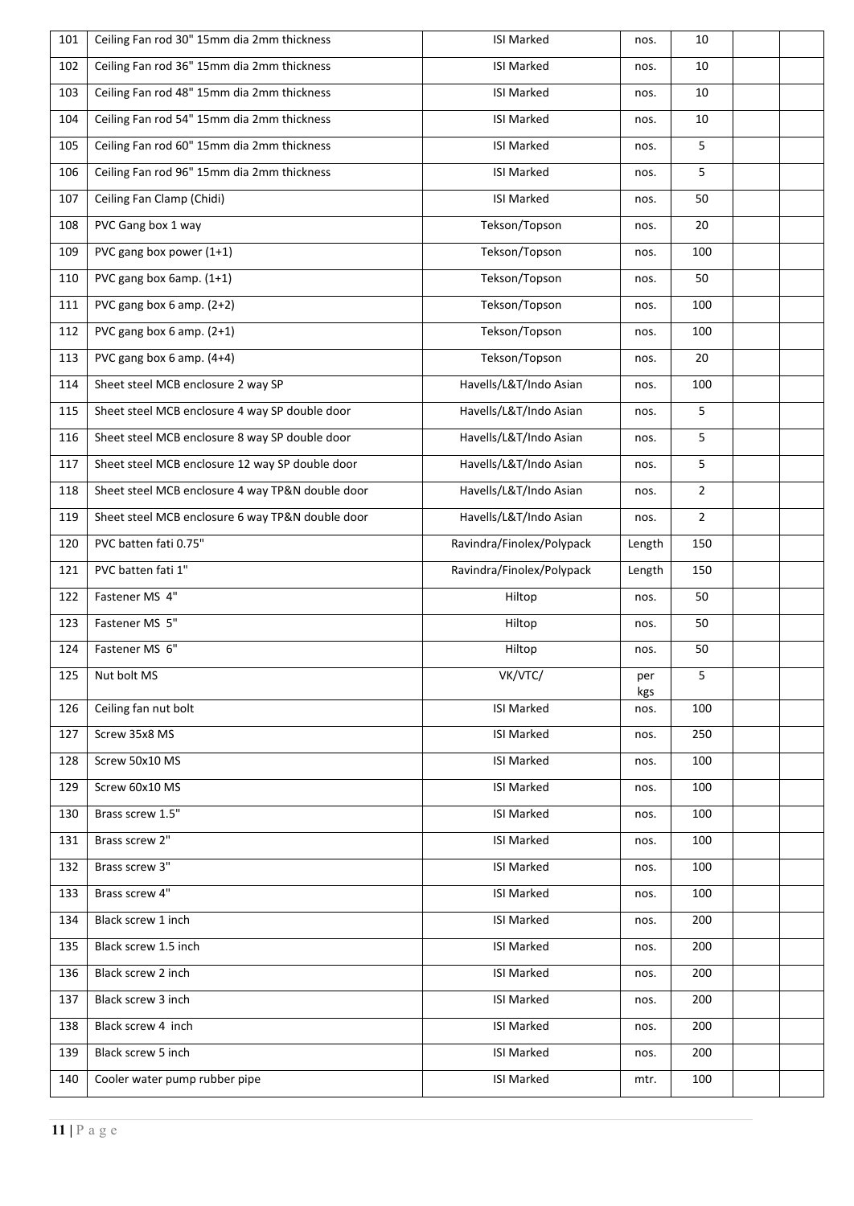| | | | | | | |
|---|---|---|---|---|---|---|
| 101 | Ceiling Fan rod 30" 15mm dia 2mm thickness | ISI Marked | nos. | 10 | | |
| 102 | Ceiling Fan rod 36" 15mm dia 2mm thickness | ISI Marked | nos. | 10 | | |
| 103 | Ceiling Fan rod 48" 15mm dia 2mm thickness | ISI Marked | nos. | 10 | | |
| 104 | Ceiling Fan rod 54" 15mm dia 2mm thickness | ISI Marked | nos. | 10 | | |
| 105 | Ceiling Fan rod 60" 15mm dia 2mm thickness | ISI Marked | nos. | 5 | | |
| 106 | Ceiling Fan rod 96" 15mm dia 2mm thickness | ISI Marked | nos. | 5 | | |
| 107 | Ceiling Fan Clamp (Chidi) | ISI Marked | nos. | 50 | | |
| 108 | PVC Gang box 1 way | Tekson/Topson | nos. | 20 | | |
| 109 | PVC gang box power (1+1) | Tekson/Topson | nos. | 100 | | |
| 110 | PVC gang box 6amp. (1+1) | Tekson/Topson | nos. | 50 | | |
| 111 | PVC gang box 6 amp. (2+2) | Tekson/Topson | nos. | 100 | | |
| 112 | PVC gang box 6 amp. (2+1) | Tekson/Topson | nos. | 100 | | |
| 113 | PVC gang box 6 amp. (4+4) | Tekson/Topson | nos. | 20 | | |
| 114 | Sheet steel MCB enclosure 2 way SP | Havells/L&T/Indo Asian | nos. | 100 | | |
| 115 | Sheet steel MCB enclosure 4 way SP double door | Havells/L&T/Indo Asian | nos. | 5 | | |
| 116 | Sheet steel MCB enclosure 8 way SP double door | Havells/L&T/Indo Asian | nos. | 5 | | |
| 117 | Sheet steel MCB enclosure 12 way SP double door | Havells/L&T/Indo Asian | nos. | 5 | | |
| 118 | Sheet steel MCB enclosure 4 way TP&N double door | Havells/L&T/Indo Asian | nos. | 2 | | |
| 119 | Sheet steel MCB enclosure 6 way TP&N double door | Havells/L&T/Indo Asian | nos. | 2 | | |
| 120 | PVC batten fati 0.75" | Ravindra/Finolex/Polypack | Length | 150 | | |
| 121 | PVC batten fati 1" | Ravindra/Finolex/Polypack | Length | 150 | | |
| 122 | Fastener MS 4" | Hiltop | nos. | 50 | | |
| 123 | Fastener MS 5" | Hiltop | nos. | 50 | | |
| 124 | Fastener MS 6" | Hiltop | nos. | 50 | | |
| 125 | Nut bolt MS | VK/VTC/ | per kgs | 5 | | |
| 126 | Ceiling fan nut bolt | ISI Marked | nos. | 100 | | |
| 127 | Screw 35x8 MS | ISI Marked | nos. | 250 | | |
| 128 | Screw 50x10 MS | ISI Marked | nos. | 100 | | |
| 129 | Screw 60x10 MS | ISI Marked | nos. | 100 | | |
| 130 | Brass screw 1.5" | ISI Marked | nos. | 100 | | |
| 131 | Brass screw 2" | ISI Marked | nos. | 100 | | |
| 132 | Brass screw 3" | ISI Marked | nos. | 100 | | |
| 133 | Brass screw 4" | ISI Marked | nos. | 100 | | |
| 134 | Black screw 1 inch | ISI Marked | nos. | 200 | | |
| 135 | Black screw 1.5 inch | ISI Marked | nos. | 200 | | |
| 136 | Black screw 2 inch | ISI Marked | nos. | 200 | | |
| 137 | Black screw 3 inch | ISI Marked | nos. | 200 | | |
| 138 | Black screw 4 inch | ISI Marked | nos. | 200 | | |
| 139 | Black screw 5 inch | ISI Marked | nos. | 200 | | |
| 140 | Cooler water pump rubber pipe | ISI Marked | mtr. | 100 | | |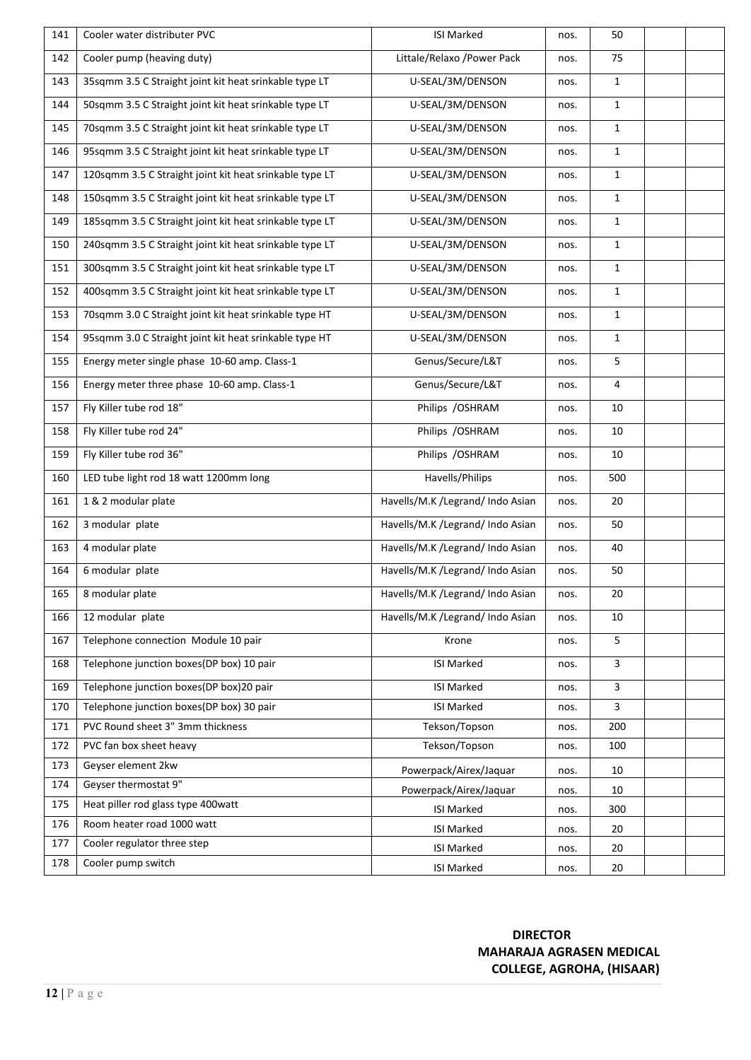| | | | | | | |
|---|---|---|---|---|---|---|
| 141 | Cooler water distributer PVC | ISI Marked | nos. | 50 | | |
| 142 | Cooler pump (heaving duty) | Littale/Relaxo /Power Pack | nos. | 75 | | |
| 143 | 35sqmm 3.5 C Straight joint kit heat srinkable type LT | U-SEAL/3M/DENSON | nos. | 1 | | |
| 144 | 50sqmm 3.5 C Straight joint kit heat srinkable type LT | U-SEAL/3M/DENSON | nos. | 1 | | |
| 145 | 70sqmm 3.5 C Straight joint kit heat srinkable type LT | U-SEAL/3M/DENSON | nos. | 1 | | |
| 146 | 95sqmm 3.5 C Straight joint kit heat srinkable type LT | U-SEAL/3M/DENSON | nos. | 1 | | |
| 147 | 120sqmm 3.5 C Straight joint kit heat srinkable type LT | U-SEAL/3M/DENSON | nos. | 1 | | |
| 148 | 150sqmm 3.5 C Straight joint kit heat srinkable type LT | U-SEAL/3M/DENSON | nos. | 1 | | |
| 149 | 185sqmm 3.5 C Straight joint kit heat srinkable type LT | U-SEAL/3M/DENSON | nos. | 1 | | |
| 150 | 240sqmm 3.5 C Straight joint kit heat srinkable type LT | U-SEAL/3M/DENSON | nos. | 1 | | |
| 151 | 300sqmm 3.5 C Straight joint kit heat srinkable type LT | U-SEAL/3M/DENSON | nos. | 1 | | |
| 152 | 400sqmm 3.5 C Straight joint kit heat srinkable type LT | U-SEAL/3M/DENSON | nos. | 1 | | |
| 153 | 70sqmm 3.0 C Straight joint kit heat srinkable type HT | U-SEAL/3M/DENSON | nos. | 1 | | |
| 154 | 95sqmm 3.0 C Straight joint kit heat srinkable type HT | U-SEAL/3M/DENSON | nos. | 1 | | |
| 155 | Energy meter single phase 10-60 amp. Class-1 | Genus/Secure/L&T | nos. | 5 | | |
| 156 | Energy meter three phase 10-60 amp. Class-1 | Genus/Secure/L&T | nos. | 4 | | |
| 157 | Fly Killer tube rod 18" | Philips /OSHRAM | nos. | 10 | | |
| 158 | Fly Killer tube rod 24" | Philips /OSHRAM | nos. | 10 | | |
| 159 | Fly Killer tube rod 36" | Philips /OSHRAM | nos. | 10 | | |
| 160 | LED tube light rod 18 watt 1200mm long | Havells/Philips | nos. | 500 | | |
| 161 | 1 & 2 modular plate | Havells/M.K /Legrand/ Indo Asian | nos. | 20 | | |
| 162 | 3 modular plate | Havells/M.K /Legrand/ Indo Asian | nos. | 50 | | |
| 163 | 4 modular plate | Havells/M.K /Legrand/ Indo Asian | nos. | 40 | | |
| 164 | 6 modular plate | Havells/M.K /Legrand/ Indo Asian | nos. | 50 | | |
| 165 | 8 modular plate | Havells/M.K /Legrand/ Indo Asian | nos. | 20 | | |
| 166 | 12 modular plate | Havells/M.K /Legrand/ Indo Asian | nos. | 10 | | |
| 167 | Telephone connection Module 10 pair | Krone | nos. | 5 | | |
| 168 | Telephone junction boxes(DP box) 10 pair | ISI Marked | nos. | 3 | | |
| 169 | Telephone junction boxes(DP box)20 pair | ISI Marked | nos. | 3 | | |
| 170 | Telephone junction boxes(DP box) 30 pair | ISI Marked | nos. | 3 | | |
| 171 | PVC Round sheet 3" 3mm thickness | Tekson/Topson | nos. | 200 | | |
| 172 | PVC fan box sheet heavy | Tekson/Topson | nos. | 100 | | |
| 173 | Geyser element 2kw | Powerpack/Airex/Jaquar | nos. | 10 | | |
| 174 | Geyser thermostat 9" | Powerpack/Airex/Jaquar | nos. | 10 | | |
| 175 | Heat piller rod glass type 400watt | ISI Marked | nos. | 300 | | |
| 176 | Room heater road 1000 watt | ISI Marked | nos. | 20 | | |
| 177 | Cooler regulator three step | ISI Marked | nos. | 20 | | |
| 178 | Cooler pump switch | ISI Marked | nos. | 20 | | |

**DIRECTOR**
**MAHARAJA AGRASEN MEDICAL COLLEGE, AGROHA, (HISAAR)**